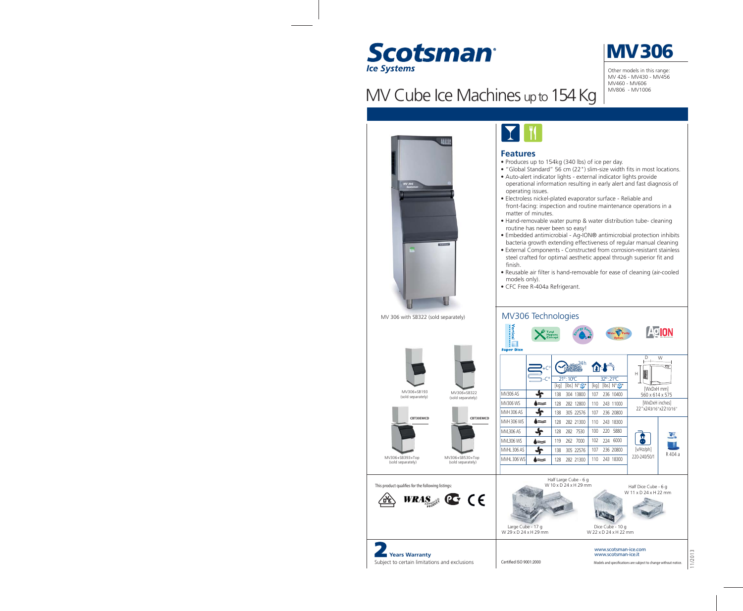# Scotsman

*Ice Systems*

## MV306

Other models in this range:
MV 426 - MV430 - MV456
MV460 - MV606
MV806 - MV1006

# MV Cube Ice Machines up to 154 Kg

MV 306 with SB322 (sold separately)

MV306+SB193 (sold separately)

MV306+SB322 (sold separately)

CBT30EMCD

MV306+SB393+Top (sold separately)

CBT30EMCD

MV306+SB530+Top (sold separately)

## Features

- Produces up to 154kg (340 lbs) of ice per day.
- "Global Standard" 56 cm (22") slim-size width fits in most locations.
- Auto-alert indicator lights - external indicator lights provide operational information resulting in early alert and fast diagnosis of operating issues.
- Electroless nickel-plated evaporator surface - Reliable and front-facing: inspection and routine maintenance operations in a matter of minutes.
- Hand-removable water pump & water distribution tube- cleaning routine has never been so easy!
- Embedded antimicrobial - Ag-ION® antimicrobial protection inhibits bacteria growth extending effectiveness of regular manual cleaning
- External Components - Constructed from corrosion-resistant stainless steel crafted for optimal aesthetic appeal through superior fit and finish.
- Reusable air filter is hand-removable for ease of cleaning (air-cooled models only).
- CFC Free R-404a Refrigerant.

## MV306 Technologies

Vertical Super Dice · Total Hygiene Concept · Energy Saving · Water Purity System · AgION

| Model | Cooling | 21°: 10°C [kg] | [lbs] | N° | 32°: 21°C [kg] | [lbs] | N° |
|---|---|---|---|---|---|---|---|
| MV306 AS | Air | 138 | 304 | 13800 | 107 | 236 | 10400 |
| MV306 WS | Water | 128 | 282 | 12800 | 110 | 243 | 11000 |
| MVH 306 AS | Air | 138 | 305 | 22576 | 107 | 236 | 20800 |
| MVH 306 WS | Water | 128 | 282 | 21300 | 110 | 243 | 18300 |
| MVL306 AS | Air | 128 | 282 | 7530 | 100 | 220 | 5880 |
| MVL306 WS | Water | 119 | 262 | 7000 | 102 | 224 | 6000 |
| MVHL 306 AS | Air | 138 | 305 | 22576 | 107 | 236 | 20800 |
| MVHL 306 WS | Water | 128 | 282 | 21300 | 110 | 243 | 18300 |

[WxDxH mm] 560 x 614 x 575

[WxDxH inches] 22"x243/16"x2210/16"

[v/Hz/ph] 220-240/50/1

R 404 a

This product qualifies for the following listings:

VDE · WRAS Approved Product · PCT · CE

Half Large Cube - 6 g
W 10 x D 24 x H 29 mm

Half Dice Cube - 6 g
W 11 x D 24 x H 22 mm

Large Cube - 17 g
W 29 x D 24 x H 29 mm

Dice Cube - 10 g
W 22 x D 24 x H 22 mm

**2 Years Warranty**

Subject to certain limitations and exclusions

Certified ISO 9001:2000

www.scotsman-ice.com
www.scotsman-ice.it

Models and specifications are subject to change without notice.

11/2013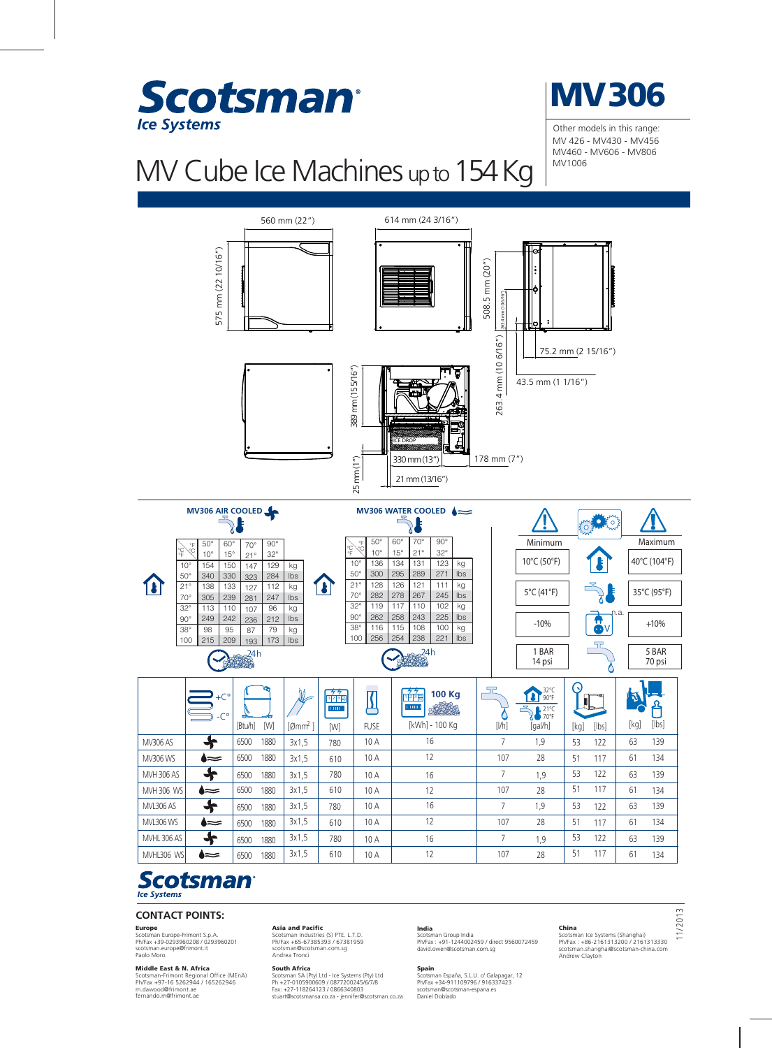# Scotsman Ice Systems

# MV306

Other models in this range: MV 426 - MV430 - MV456 MV460 - MV606 - MV806 MV1006

## MV Cube Ice Machines up to 154 Kg

560 mm (22")
614 mm (24 3/16")
575 mm (22 10/16")
508.5 mm (20")
263.4 mm (10 6/16")
75.2 mm (2 15/16")
43.5 mm (1 1/16")
389 mm (15 5/16")
25 mm (1")
330 mm (13")
178 mm (7")
21 mm (13/16")
ICE DROP

### MV306 AIR COOLED

| °C / °F | 50° / 10° | 60° / 15° | 70° / 21° | 90° / 32° | |
|---|---|---|---|---|---|
| 10° | 154 | 150 | 147 | 129 | kg |
| 50° | 340 | 330 | 323 | 284 | lbs |
| 21° | 138 | 133 | 127 | 112 | kg |
| 70° | 305 | 239 | 281 | 247 | lbs |
| 32° | 113 | 110 | 107 | 96 | kg |
| 90° | 249 | 242 | 236 | 212 | lbs |
| 38° | 98 | 95 | 87 | 79 | kg |
| 100 | 215 | 209 | 193 | 173 | lbs |

24h

### MV306 WATER COOLED

| °C / °F | 50° / 10° | 60° / 15° | 70° / 21° | 90° / 32° | |
|---|---|---|---|---|---|
| 10° | 136 | 134 | 131 | 123 | kg |
| 50° | 300 | 295 | 289 | 271 | lbs |
| 21° | 128 | 126 | 121 | 111 | kg |
| 70° | 282 | 278 | 267 | 245 | lbs |
| 32° | 119 | 117 | 110 | 102 | kg |
| 90° | 262 | 258 | 243 | 225 | lbs |
| 38° | 116 | 115 | 108 | 100 | kg |
| 100 | 256 | 254 | 238 | 221 | lbs |

24h

| Minimum | | Maximum |
|---|---|---|
| 10°C (50°F) | Room | 40°C (104°F) |
| 5°C (41°F) | Water | 35°C (95°F) |
| -10% | V (n.a.) | +10% |
| 1 BAR 14 psi | Water pressure | 5 BAR 70 psi |

| | +C° / -C° | [Btu/h] | [W] | [Ømm²] | [W] | FUSE | 100 Kg [kWh] - 100 Kg | [l/h] | 32°C 90°F / 21°C 70°F [gal/h] | [kg] | [lbs] | [kg] | [lbs] |
|---|---|---|---|---|---|---|---|---|---|---|---|---|---|
| MV306 AS | Air | 6500 | 1880 | 3x1,5 | 780 | 10 A | 16 | 7 | 1,9 | 53 | 122 | 63 | 139 |
| MV306 WS | Water | 6500 | 1880 | 3x1,5 | 610 | 10 A | 12 | 107 | 28 | 51 | 117 | 61 | 134 |
| MVH 306 AS | Air | 6500 | 1880 | 3x1,5 | 780 | 10 A | 16 | 7 | 1,9 | 53 | 122 | 63 | 139 |
| MVH 306 WS | Water | 6500 | 1880 | 3x1,5 | 610 | 10 A | 12 | 107 | 28 | 51 | 117 | 61 | 134 |
| MVL306 AS | Air | 6500 | 1880 | 3x1,5 | 780 | 10 A | 16 | 7 | 1,9 | 53 | 122 | 63 | 139 |
| MVL306 WS | Water | 6500 | 1880 | 3x1,5 | 610 | 10 A | 12 | 107 | 28 | 51 | 117 | 61 | 134 |
| MVHL 306 AS | Air | 6500 | 1880 | 3x1,5 | 780 | 10 A | 16 | 7 | 1,9 | 53 | 122 | 63 | 139 |
| MVHL306 WS | Water | 6500 | 1880 | 3x1,5 | 610 | 10 A | 12 | 107 | 28 | 51 | 117 | 61 | 134 |

Scotsman Ice Systems

## CONTACT POINTS:

**Europe**
Scotsman Europe-Frimont S.p.A.
Ph/Fax +39-0293960208 / 0293960201
scotsman.europe@frimont.it
Paolo Moro

**Middle East & N. Africa**
Scotsman-Frimont Regional Office (MEnA)
Ph/Fax +97-16 5262944 / 165262946
m.dawood@frimont.ae
fernando.m@frimont.ae

**Asia and Pacific**
Scotsman Industries (S) PTE. L.T.D.
Ph/Fax +65-67385393 / 67381959
scotsman@scotsman.com.sg
Andrea Tronci

**South Africa**
Scotsman SA (Pty) Ltd - Ice Systems (Pty) Ltd
Ph +27-0105900609 / 0877200245/6/7/8
Fax: +27-118264123 / 0866340803
stuart@scotsmansa.co.za - jennifer@scotsman.co.za

**India**
Scotsman Group India
Ph/Fax : +91-1244002459 / direct 9560072459
david.owen@scotsman.com.sg

**Spain**
Scotsman España, S.L.U. c/ Galapagar, 12
Ph/Fax +34-911109796 / 916337423
scotsman@scotsman-espana.es
Daniel Doblado

**China**
Scotsman Ice Systems (Shanghai)
Ph/Fax : +86-2161313200 / 2161313330
scotsman.shanghai@scotsman-china.com
Andrew Clayton

11/2013